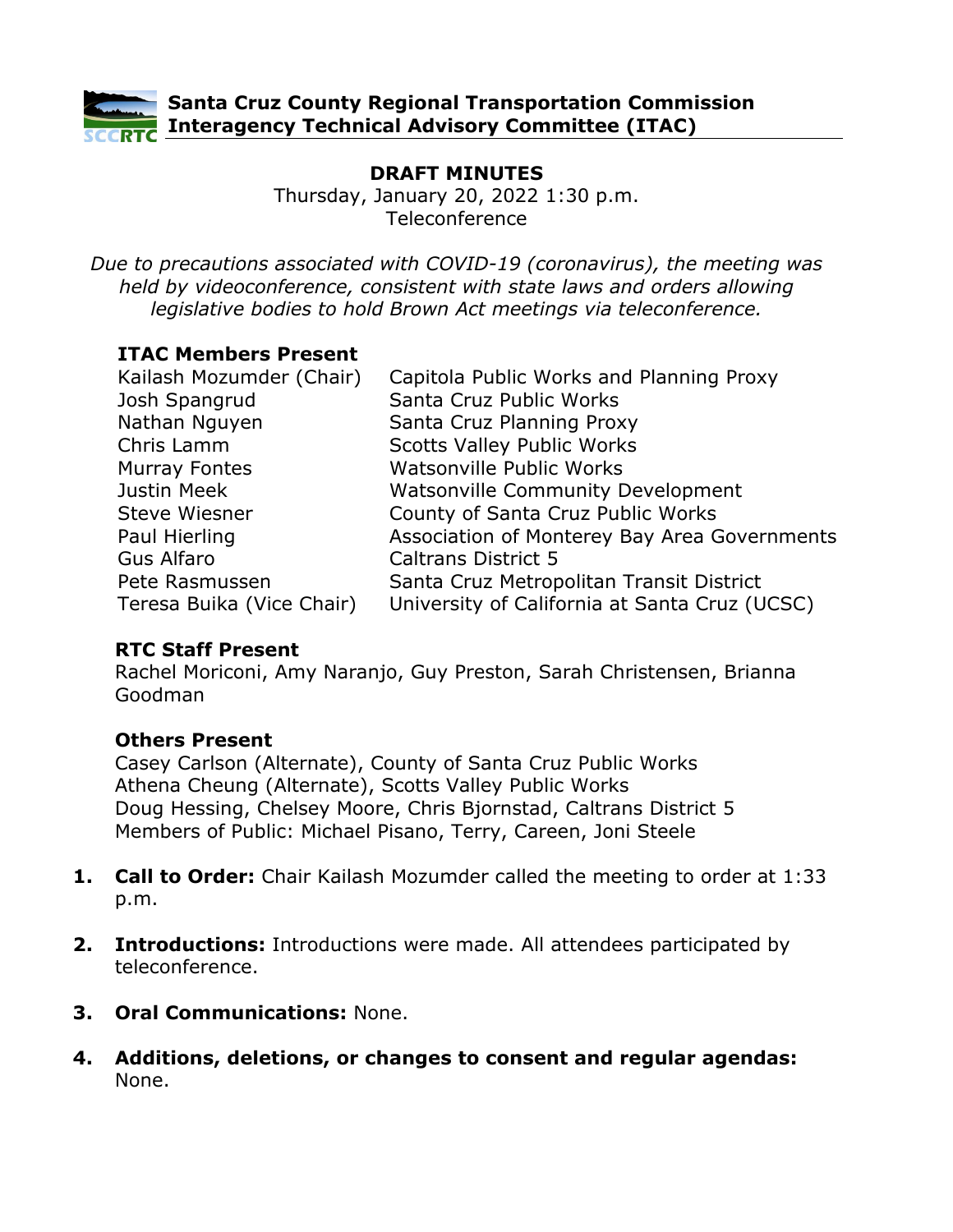**Santa Cruz County Regional Transportation Commission**
**Interagency Technical Advisory Committee (ITAC)**

# DRAFT MINUTES

Thursday, January 20, 2022 1:30 p.m.
Teleconference

*Due to precautions associated with COVID-19 (coronavirus), the meeting was held by videoconference, consistent with state laws and orders allowing legislative bodies to hold Brown Act meetings via teleconference.*

### ITAC Members Present

| | |
|---|---|
| Kailash Mozumder (Chair) | Capitola Public Works and Planning Proxy |
| Josh Spangrud | Santa Cruz Public Works |
| Nathan Nguyen | Santa Cruz Planning Proxy |
| Chris Lamm | Scotts Valley Public Works |
| Murray Fontes | Watsonville Public Works |
| Justin Meek | Watsonville Community Development |
| Steve Wiesner | County of Santa Cruz Public Works |
| Paul Hierling | Association of Monterey Bay Area Governments |
| Gus Alfaro | Caltrans District 5 |
| Pete Rasmussen | Santa Cruz Metropolitan Transit District |
| Teresa Buika (Vice Chair) | University of California at Santa Cruz (UCSC) |

### RTC Staff Present

Rachel Moriconi, Amy Naranjo, Guy Preston, Sarah Christensen, Brianna Goodman

### Others Present

Casey Carlson (Alternate), County of Santa Cruz Public Works
Athena Cheung (Alternate), Scotts Valley Public Works
Doug Hessing, Chelsey Moore, Chris Bjornstad, Caltrans District 5
Members of Public: Michael Pisano, Terry, Careen, Joni Steele

1. **Call to Order:** Chair Kailash Mozumder called the meeting to order at 1:33 p.m.

2. **Introductions:** Introductions were made. All attendees participated by teleconference.

3. **Oral Communications:** None.

4. **Additions, deletions, or changes to consent and regular agendas:** None.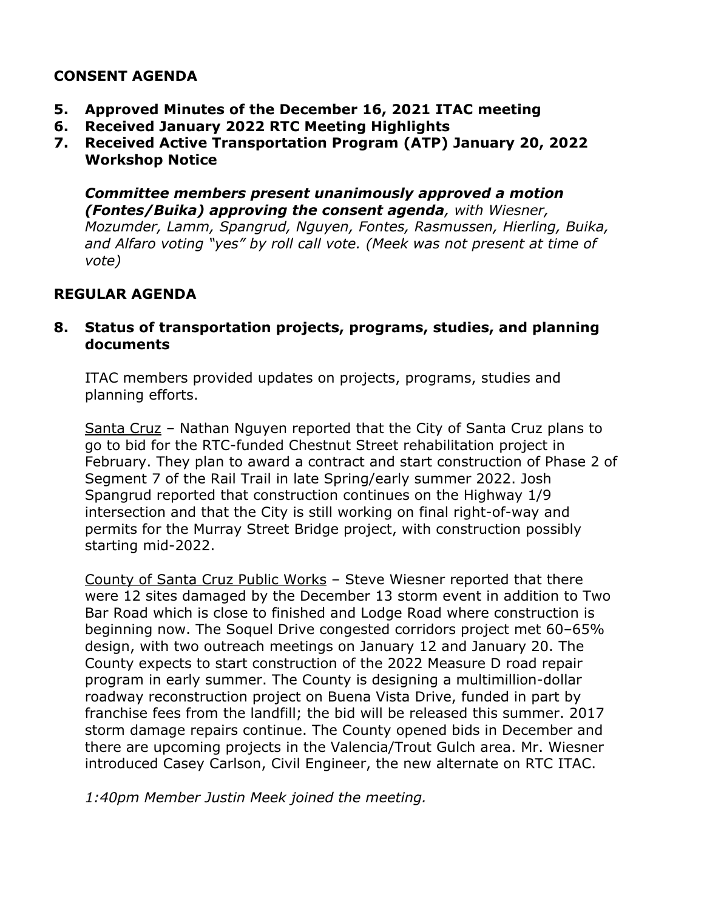## CONSENT AGENDA

5. **Approved Minutes of the December 16, 2021 ITAC meeting**
6. **Received January 2022 RTC Meeting Highlights**
7. **Received Active Transportation Program (ATP) January 20, 2022 Workshop Notice**

   ***Committee members present unanimously approved a motion (Fontes/Buika) approving the consent agenda****, with Wiesner, Mozumder, Lamm, Spangrud, Nguyen, Fontes, Rasmussen, Hierling, Buika, and Alfaro voting "yes" by roll call vote. (Meek was not present at time of vote)*

## REGULAR AGENDA

8. **Status of transportation projects, programs, studies, and planning documents**

   ITAC members provided updates on projects, programs, studies and planning efforts.

   Santa Cruz – Nathan Nguyen reported that the City of Santa Cruz plans to go to bid for the RTC-funded Chestnut Street rehabilitation project in February. They plan to award a contract and start construction of Phase 2 of Segment 7 of the Rail Trail in late Spring/early summer 2022. Josh Spangrud reported that construction continues on the Highway 1/9 intersection and that the City is still working on final right-of-way and permits for the Murray Street Bridge project, with construction possibly starting mid-2022.

   County of Santa Cruz Public Works – Steve Wiesner reported that there were 12 sites damaged by the December 13 storm event in addition to Two Bar Road which is close to finished and Lodge Road where construction is beginning now. The Soquel Drive congested corridors project met 60–65% design, with two outreach meetings on January 12 and January 20. The County expects to start construction of the 2022 Measure D road repair program in early summer. The County is designing a multimillion-dollar roadway reconstruction project on Buena Vista Drive, funded in part by franchise fees from the landfill; the bid will be released this summer. 2017 storm damage repairs continue. The County opened bids in December and there are upcoming projects in the Valencia/Trout Gulch area. Mr. Wiesner introduced Casey Carlson, Civil Engineer, the new alternate on RTC ITAC.

   *1:40pm Member Justin Meek joined the meeting.*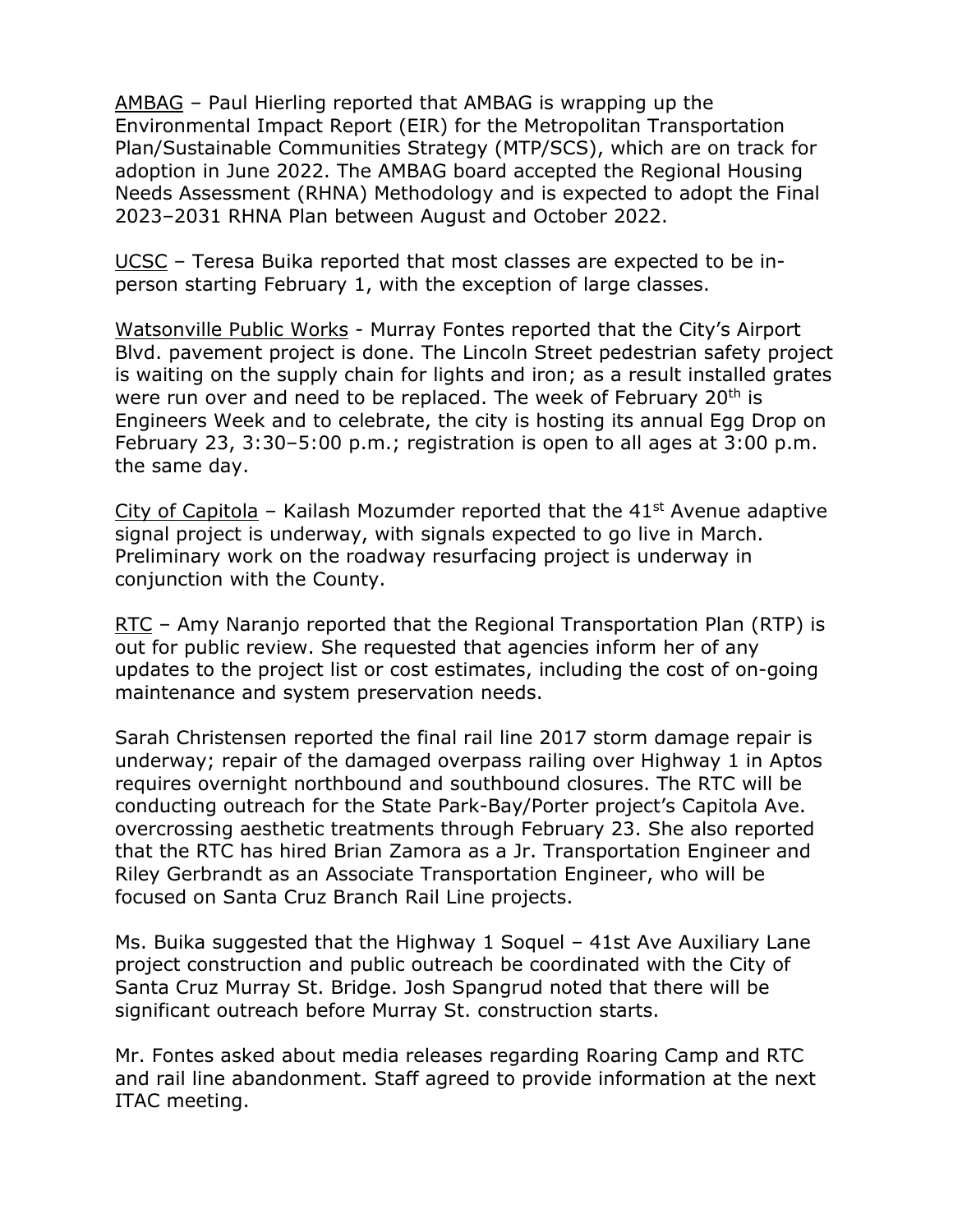<u>AMBAG</u> – Paul Hierling reported that AMBAG is wrapping up the Environmental Impact Report (EIR) for the Metropolitan Transportation Plan/Sustainable Communities Strategy (MTP/SCS), which are on track for adoption in June 2022. The AMBAG board accepted the Regional Housing Needs Assessment (RHNA) Methodology and is expected to adopt the Final 2023–2031 RHNA Plan between August and October 2022.

<u>UCSC</u> – Teresa Buika reported that most classes are expected to be in-person starting February 1, with the exception of large classes.

<u>Watsonville Public Works</u> - Murray Fontes reported that the City's Airport Blvd. pavement project is done. The Lincoln Street pedestrian safety project is waiting on the supply chain for lights and iron; as a result installed grates were run over and need to be replaced. The week of February 20th is Engineers Week and to celebrate, the city is hosting its annual Egg Drop on February 23, 3:30–5:00 p.m.; registration is open to all ages at 3:00 p.m. the same day.

<u>City of Capitola</u> – Kailash Mozumder reported that the 41st Avenue adaptive signal project is underway, with signals expected to go live in March. Preliminary work on the roadway resurfacing project is underway in conjunction with the County.

<u>RTC</u> – Amy Naranjo reported that the Regional Transportation Plan (RTP) is out for public review. She requested that agencies inform her of any updates to the project list or cost estimates, including the cost of on-going maintenance and system preservation needs.

Sarah Christensen reported the final rail line 2017 storm damage repair is underway; repair of the damaged overpass railing over Highway 1 in Aptos requires overnight northbound and southbound closures. The RTC will be conducting outreach for the State Park-Bay/Porter project's Capitola Ave. overcrossing aesthetic treatments through February 23. She also reported that the RTC has hired Brian Zamora as a Jr. Transportation Engineer and Riley Gerbrandt as an Associate Transportation Engineer, who will be focused on Santa Cruz Branch Rail Line projects.

Ms. Buika suggested that the Highway 1 Soquel – 41st Ave Auxiliary Lane project construction and public outreach be coordinated with the City of Santa Cruz Murray St. Bridge. Josh Spangrud noted that there will be significant outreach before Murray St. construction starts.

Mr. Fontes asked about media releases regarding Roaring Camp and RTC and rail line abandonment. Staff agreed to provide information at the next ITAC meeting.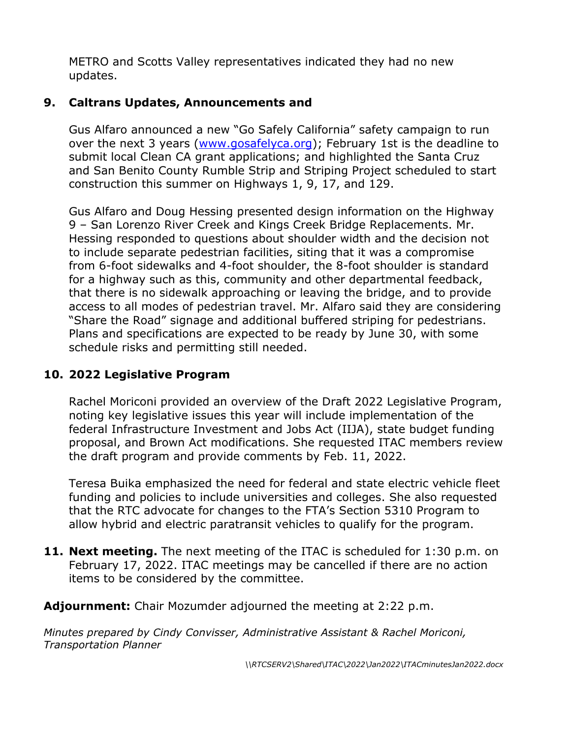METRO and Scotts Valley representatives indicated they had no new updates.

**9. Caltrans Updates, Announcements and**

Gus Alfaro announced a new "Go Safely California" safety campaign to run over the next 3 years (www.gosafelyca.org); February 1st is the deadline to submit local Clean CA grant applications; and highlighted the Santa Cruz and San Benito County Rumble Strip and Striping Project scheduled to start construction this summer on Highways 1, 9, 17, and 129.

Gus Alfaro and Doug Hessing presented design information on the Highway 9 – San Lorenzo River Creek and Kings Creek Bridge Replacements. Mr. Hessing responded to questions about shoulder width and the decision not to include separate pedestrian facilities, siting that it was a compromise from 6-foot sidewalks and 4-foot shoulder, the 8-foot shoulder is standard for a highway such as this, community and other departmental feedback, that there is no sidewalk approaching or leaving the bridge, and to provide access to all modes of pedestrian travel. Mr. Alfaro said they are considering "Share the Road" signage and additional buffered striping for pedestrians. Plans and specifications are expected to be ready by June 30, with some schedule risks and permitting still needed.

**10. 2022 Legislative Program**

Rachel Moriconi provided an overview of the Draft 2022 Legislative Program, noting key legislative issues this year will include implementation of the federal Infrastructure Investment and Jobs Act (IIJA), state budget funding proposal, and Brown Act modifications. She requested ITAC members review the draft program and provide comments by Feb. 11, 2022.

Teresa Buika emphasized the need for federal and state electric vehicle fleet funding and policies to include universities and colleges. She also requested that the RTC advocate for changes to the FTA's Section 5310 Program to allow hybrid and electric paratransit vehicles to qualify for the program.

**11. Next meeting.** The next meeting of the ITAC is scheduled for 1:30 p.m. on February 17, 2022. ITAC meetings may be cancelled if there are no action items to be considered by the committee.

**Adjournment:** Chair Mozumder adjourned the meeting at 2:22 p.m.

*Minutes prepared by Cindy Convisser, Administrative Assistant & Rachel Moriconi, Transportation Planner*

*\\RTCSERV2\Shared\ITAC\2022\Jan2022\ITACminutesJan2022.docx*